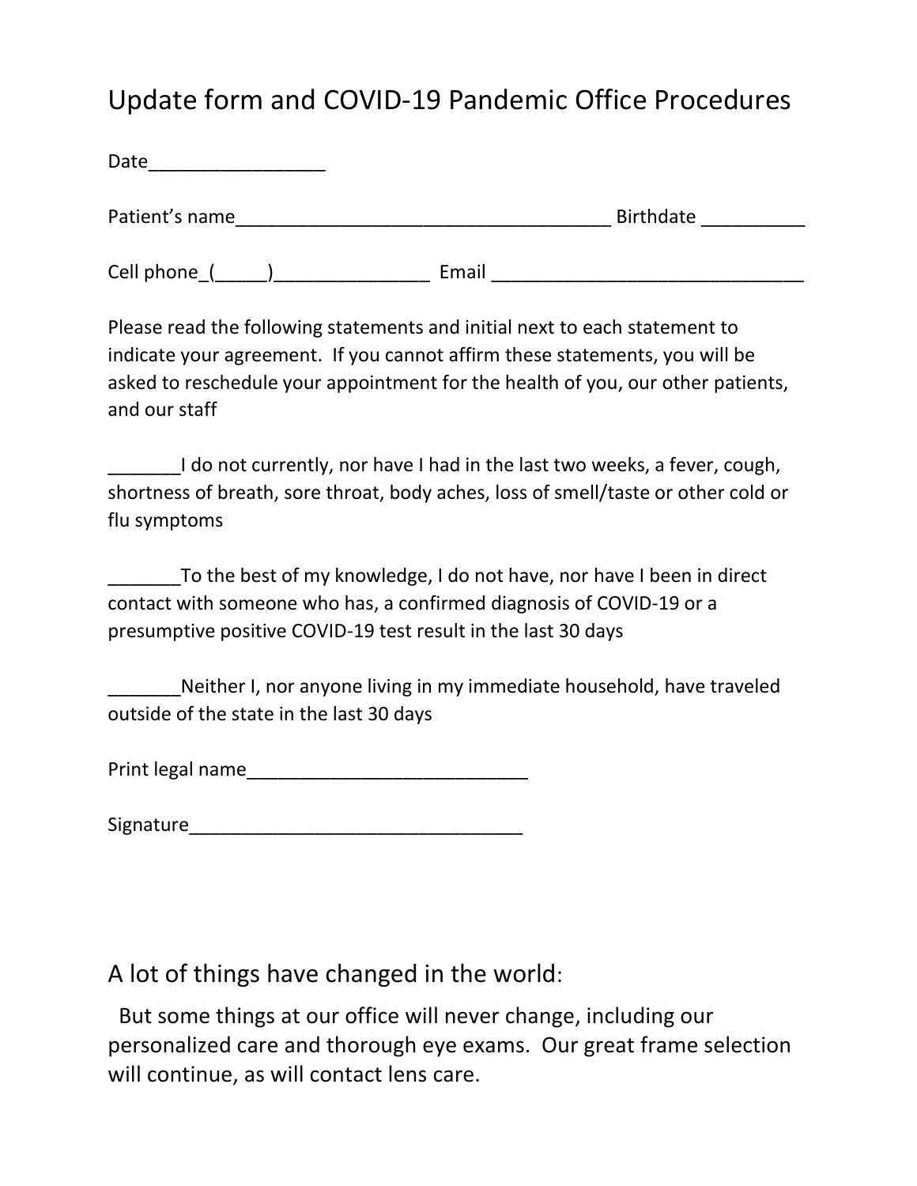# Update form and COVID-19 Pandemic Office Procedures

Date_________________

Patient's name_____________________________________ Birthdate __________

Cell phone_(_____)_______________ Email ______________________________

Please read the following statements and initial next to each statement to indicate your agreement. If you cannot affirm these statements, you will be asked to reschedule your appointment for the health of you, our other patients, and our staff

_______I do not currently, nor have I had in the last two weeks, a fever, cough, shortness of breath, sore throat, body aches, loss of smell/taste or other cold or flu symptoms

_______To the best of my knowledge, I do not have, nor have I been in direct contact with someone who has, a confirmed diagnosis of COVID-19 or a presumptive positive COVID-19 test result in the last 30 days

_______Neither I, nor anyone living in my immediate household, have traveled outside of the state in the last 30 days

Print legal name___________________________

Signature________________________________

## A lot of things have changed in the world:

But some things at our office will never change, including our personalized care and thorough eye exams. Our great frame selection will continue, as will contact lens care.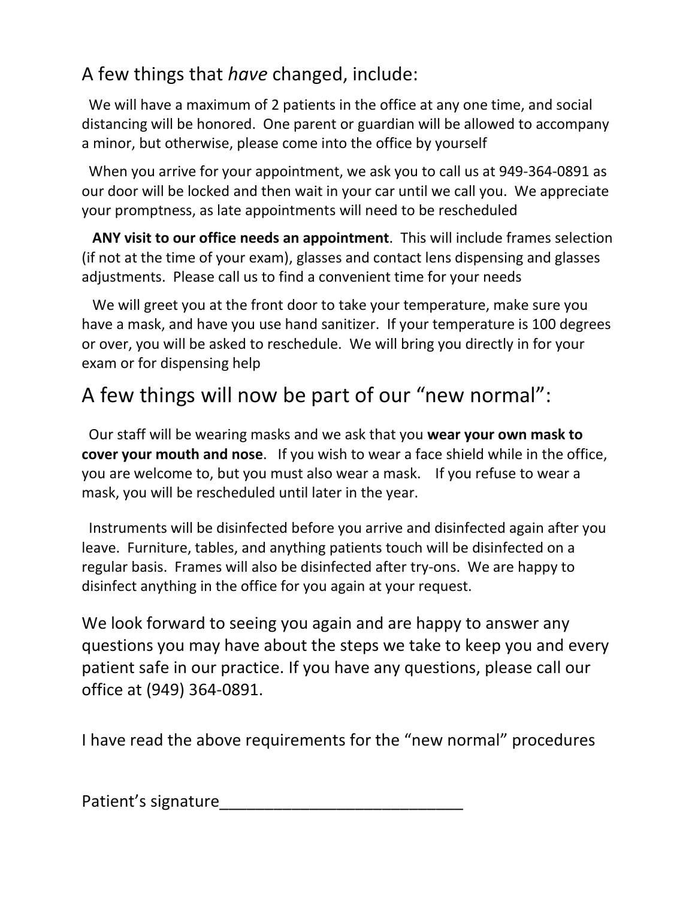## A few things that *have* changed, include:

We will have a maximum of 2 patients in the office at any one time, and social distancing will be honored. One parent or guardian will be allowed to accompany a minor, but otherwise, please come into the office by yourself

When you arrive for your appointment, we ask you to call us at 949-364-0891 as our door will be locked and then wait in your car until we call you. We appreciate your promptness, as late appointments will need to be rescheduled

**ANY visit to our office needs an appointment**. This will include frames selection (if not at the time of your exam), glasses and contact lens dispensing and glasses adjustments. Please call us to find a convenient time for your needs

We will greet you at the front door to take your temperature, make sure you have a mask, and have you use hand sanitizer. If your temperature is 100 degrees or over, you will be asked to reschedule. We will bring you directly in for your exam or for dispensing help

## A few things will now be part of our "new normal":

Our staff will be wearing masks and we ask that you **wear your own mask to cover your mouth and nose**. If you wish to wear a face shield while in the office, you are welcome to, but you must also wear a mask. If you refuse to wear a mask, you will be rescheduled until later in the year.

Instruments will be disinfected before you arrive and disinfected again after you leave. Furniture, tables, and anything patients touch will be disinfected on a regular basis. Frames will also be disinfected after try-ons. We are happy to disinfect anything in the office for you again at your request.

We look forward to seeing you again and are happy to answer any questions you may have about the steps we take to keep you and every patient safe in our practice. If you have any questions, please call our office at (949) 364-0891.

I have read the above requirements for the "new normal" procedures

Patient's signature___________________________